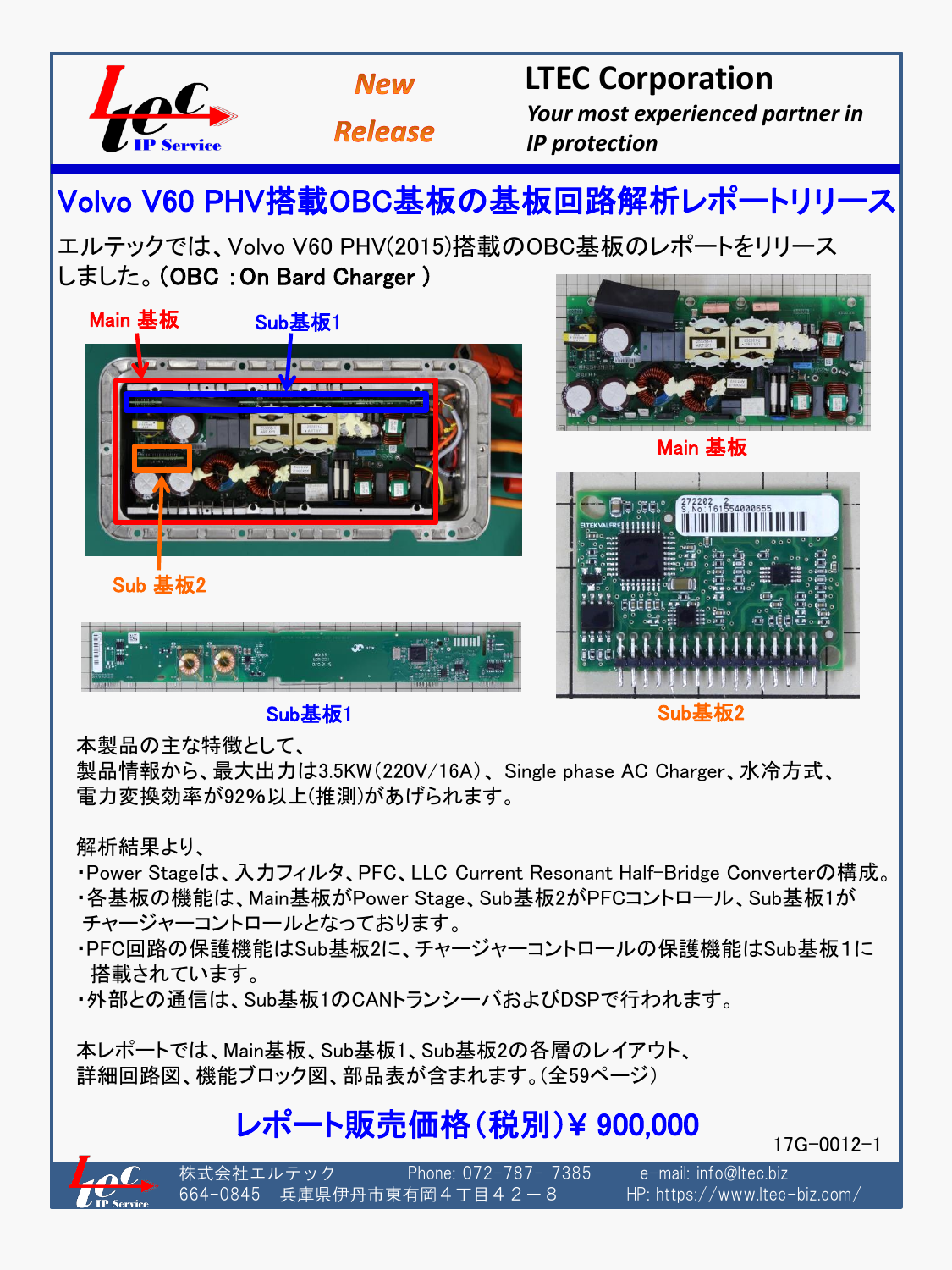**New Release**

# LTEC Corporation

*Your most experienced partner in IP protection*

## Volvo V60 PHV搭載OBC基板の基板回路解析レポートリリース

エルテックでは、Volvo V60 PHV(2015)搭載のOBC基板のレポートをリリースしました。(**OBC :On Bard Charger**)

Main 基板

Sub基板1

Sub 基板2

本製品の主な特徴として、
製品情報から、最大出力は3.5KW(220V/16A)、Single phase AC Charger、水冷方式、電力変換効率が92%以上(推測)があげられます。

解析結果より、

- Power Stageは、入力フィルタ、PFC、LLC Current Resonant Half-Bridge Converterの構成。
- 各基板の機能は、Main基板がPower Stage、Sub基板2がPFCコントロール、Sub基板1がチャージャーコントロールとなっております。
- PFC回路の保護機能はSub基板2に、チャージャーコントロールの保護機能はSub基板1に搭載されています。
- 外部との通信は、Sub基板1のCANトランシーバおよびDSPで行われます。

本レポートでは、Main基板、Sub基板1、Sub基板2の各層のレイアウト、詳細回路図、機能ブロック図、部品表が含まれます。(全59ページ)

**レポート販売価格(税別)¥ 900,000**

17G-0012-1

株式会社エルテック　Phone: 072-787- 7385　e-mail: info@ltec.biz
664-0845　兵庫県伊丹市東有岡４丁目４２－８　HP: https://www.ltec-biz.com/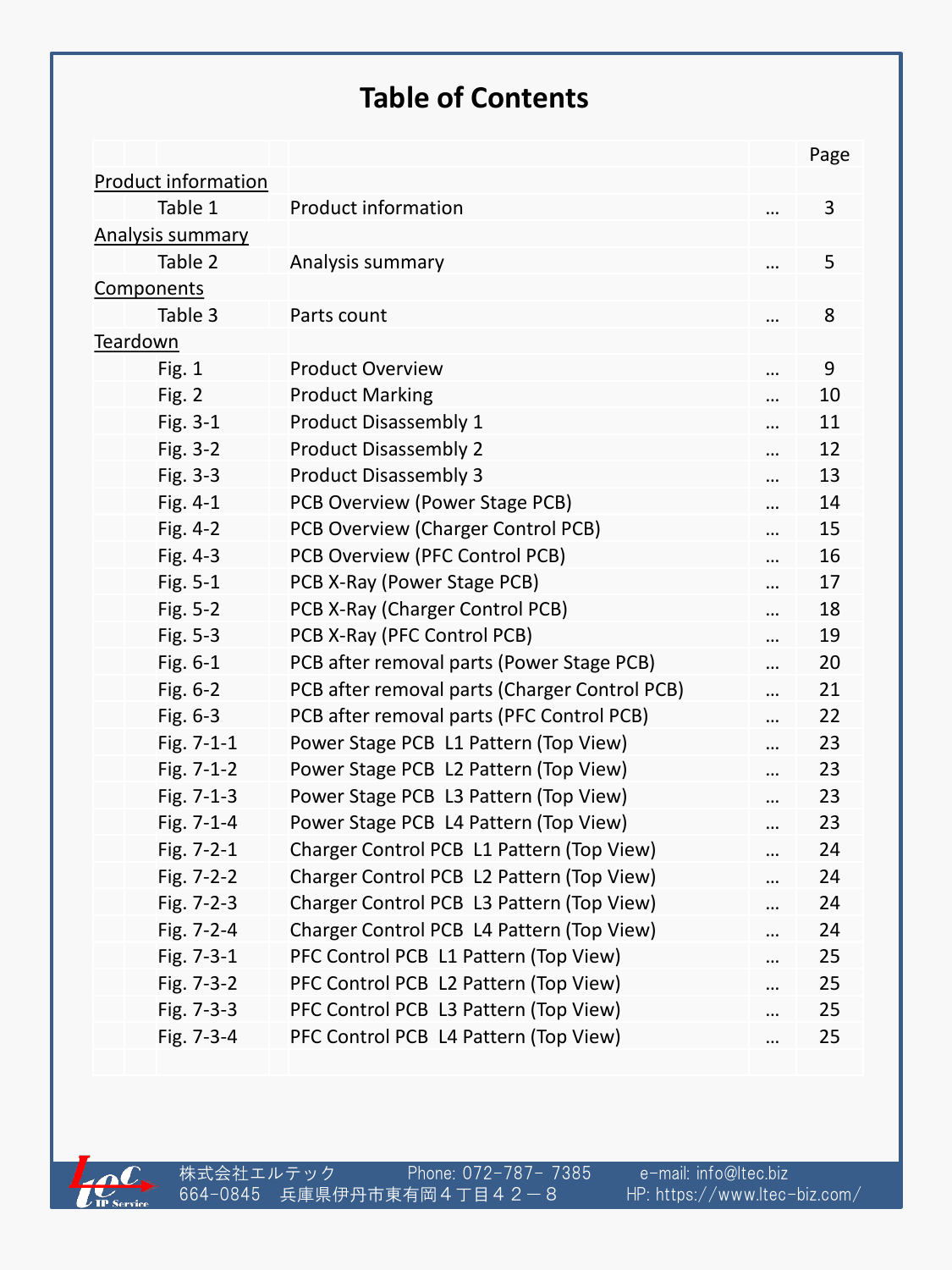# Table of Contents

| | | | Page |
|---|---|---|---|
| Product information | | | |
| Table 1 | Product information | … | 3 |
| Analysis summary | | | |
| Table 2 | Analysis summary | … | 5 |
| Components | | | |
| Table 3 | Parts count | … | 8 |
| Teardown | | | |
| Fig. 1 | Product Overview | … | 9 |
| Fig. 2 | Product Marking | … | 10 |
| Fig. 3-1 | Product Disassembly 1 | … | 11 |
| Fig. 3-2 | Product Disassembly 2 | … | 12 |
| Fig. 3-3 | Product Disassembly 3 | … | 13 |
| Fig. 4-1 | PCB Overview (Power Stage PCB) | … | 14 |
| Fig. 4-2 | PCB Overview (Charger Control PCB) | … | 15 |
| Fig. 4-3 | PCB Overview (PFC Control PCB) | … | 16 |
| Fig. 5-1 | PCB X-Ray (Power Stage PCB) | … | 17 |
| Fig. 5-2 | PCB X-Ray (Charger Control PCB) | … | 18 |
| Fig. 5-3 | PCB X-Ray (PFC Control PCB) | … | 19 |
| Fig. 6-1 | PCB after removal parts (Power Stage PCB) | … | 20 |
| Fig. 6-2 | PCB after removal parts (Charger Control PCB) | … | 21 |
| Fig. 6-3 | PCB after removal parts (PFC Control PCB) | … | 22 |
| Fig. 7-1-1 | Power Stage PCB L1 Pattern (Top View) | … | 23 |
| Fig. 7-1-2 | Power Stage PCB L2 Pattern (Top View) | … | 23 |
| Fig. 7-1-3 | Power Stage PCB L3 Pattern (Top View) | … | 23 |
| Fig. 7-1-4 | Power Stage PCB L4 Pattern (Top View) | … | 23 |
| Fig. 7-2-1 | Charger Control PCB L1 Pattern (Top View) | … | 24 |
| Fig. 7-2-2 | Charger Control PCB L2 Pattern (Top View) | … | 24 |
| Fig. 7-2-3 | Charger Control PCB L3 Pattern (Top View) | … | 24 |
| Fig. 7-2-4 | Charger Control PCB L4 Pattern (Top View) | … | 24 |
| Fig. 7-3-1 | PFC Control PCB L1 Pattern (Top View) | … | 25 |
| Fig. 7-3-2 | PFC Control PCB L2 Pattern (Top View) | … | 25 |
| Fig. 7-3-3 | PFC Control PCB L3 Pattern (Top View) | … | 25 |
| Fig. 7-3-4 | PFC Control PCB L4 Pattern (Top View) | … | 25 |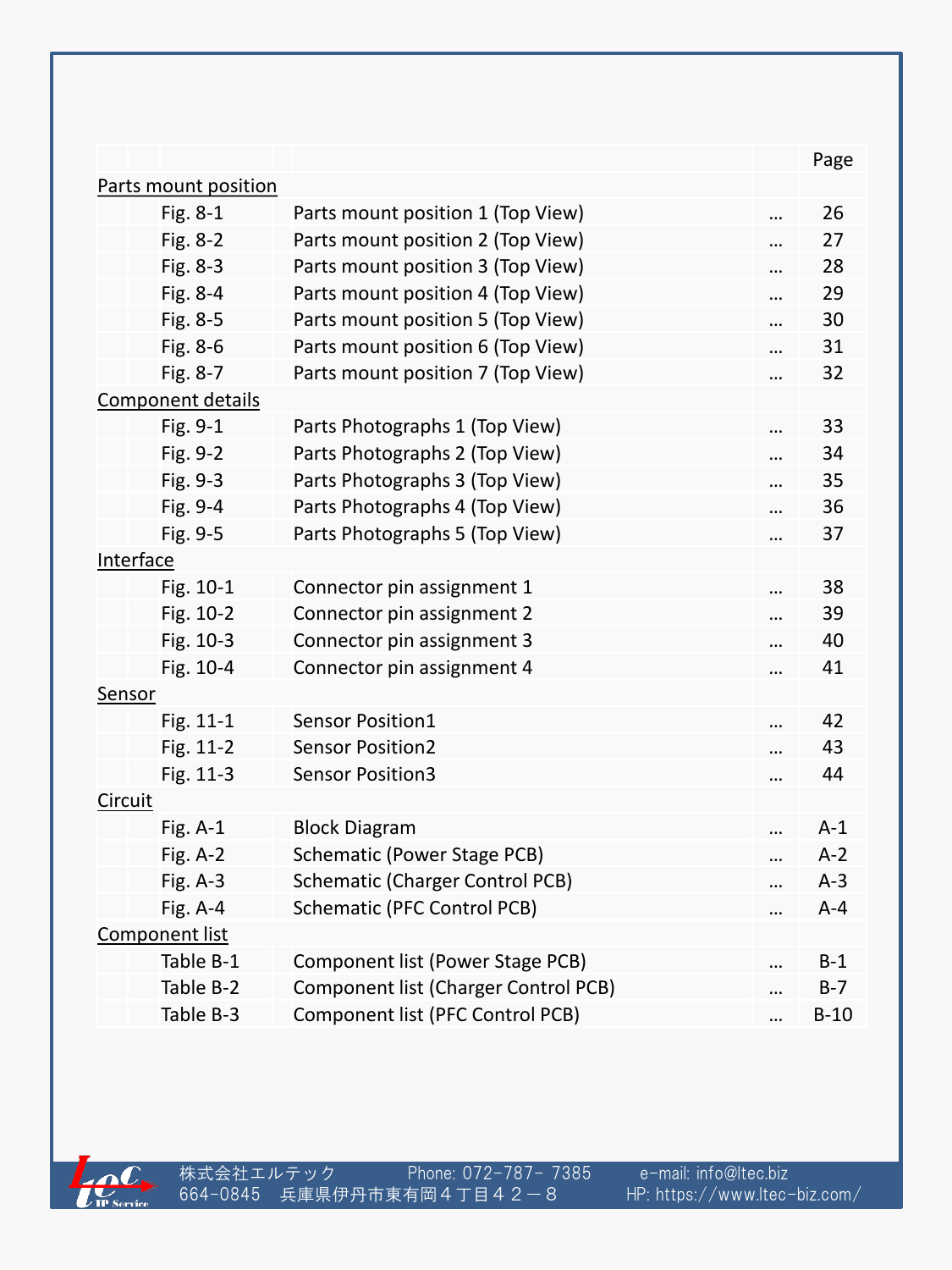| | | | | Page |
|---|---|---|---|---|
| Parts mount position | | | | |
| | Fig. 8-1 | Parts mount position 1 (Top View) | … | 26 |
| | Fig. 8-2 | Parts mount position 2 (Top View) | … | 27 |
| | Fig. 8-3 | Parts mount position 3 (Top View) | … | 28 |
| | Fig. 8-4 | Parts mount position 4 (Top View) | … | 29 |
| | Fig. 8-5 | Parts mount position 5 (Top View) | … | 30 |
| | Fig. 8-6 | Parts mount position 6 (Top View) | … | 31 |
| | Fig. 8-7 | Parts mount position 7 (Top View) | … | 32 |
| Component details | | | | |
| | Fig. 9-1 | Parts Photographs 1 (Top View) | … | 33 |
| | Fig. 9-2 | Parts Photographs 2 (Top View) | … | 34 |
| | Fig. 9-3 | Parts Photographs 3 (Top View) | … | 35 |
| | Fig. 9-4 | Parts Photographs 4 (Top View) | … | 36 |
| | Fig. 9-5 | Parts Photographs 5 (Top View) | … | 37 |
| Interface | | | | |
| | Fig. 10-1 | Connector pin assignment 1 | … | 38 |
| | Fig. 10-2 | Connector pin assignment 2 | … | 39 |
| | Fig. 10-3 | Connector pin assignment 3 | … | 40 |
| | Fig. 10-4 | Connector pin assignment 4 | … | 41 |
| Sensor | | | | |
| | Fig. 11-1 | Sensor Position1 | … | 42 |
| | Fig. 11-2 | Sensor Position2 | … | 43 |
| | Fig. 11-3 | Sensor Position3 | … | 44 |
| Circuit | | | | |
| | Fig. A-1 | Block Diagram | … | A-1 |
| | Fig. A-2 | Schematic (Power Stage PCB) | … | A-2 |
| | Fig. A-3 | Schematic (Charger Control PCB) | … | A-3 |
| | Fig. A-4 | Schematic (PFC Control PCB) | … | A-4 |
| Component list | | | | |
| | Table B-1 | Component list (Power Stage PCB) | … | B-1 |
| | Table B-2 | Component list (Charger Control PCB) | … | B-7 |
| | Table B-3 | Component list (PFC Control PCB) | … | B-10 |